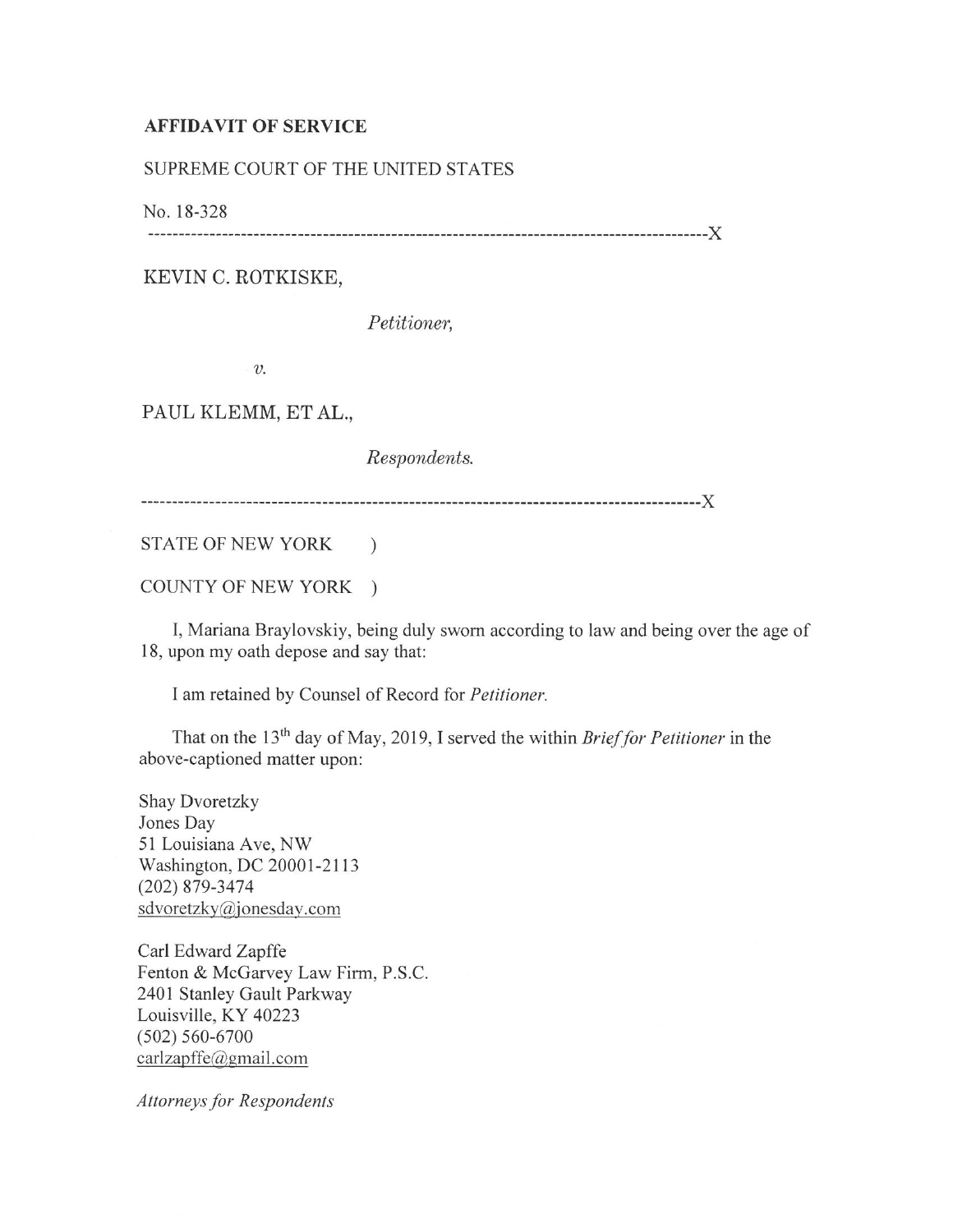**AFFIDAVIT OF SERVICE**

SUPREME COURT OF THE UNITED STATES

No. 18-328

------------------------------------------------------------------------------------------X

KEVIN C. ROTKISKE,

*Petitioner,*

*v.*

PAUL KLEMM, ET AL.,

*Respondents.*

------------------------------------------------------------------------------------------X

STATE OF NEW YORK )

COUNTY OF NEW YORK )

I, Mariana Braylovskiy, being duly sworn according to law and being over the age of 18, upon my oath depose and say that:

I am retained by Counsel of Record for *Petitioner.*

That on the 13th day of May, 2019, I served the within *Brief for Petitioner* in the above-captioned matter upon:

Shay Dvoretzky
Jones Day
51 Louisiana Ave, NW
Washington, DC 20001-2113
(202) 879-3474
sdvoretzky@jonesday.com

Carl Edward Zapffe
Fenton & McGarvey Law Firm, P.S.C.
2401 Stanley Gault Parkway
Louisville, KY 40223
(502) 560-6700
carlzapffe@gmail.com

*Attorneys for Respondents*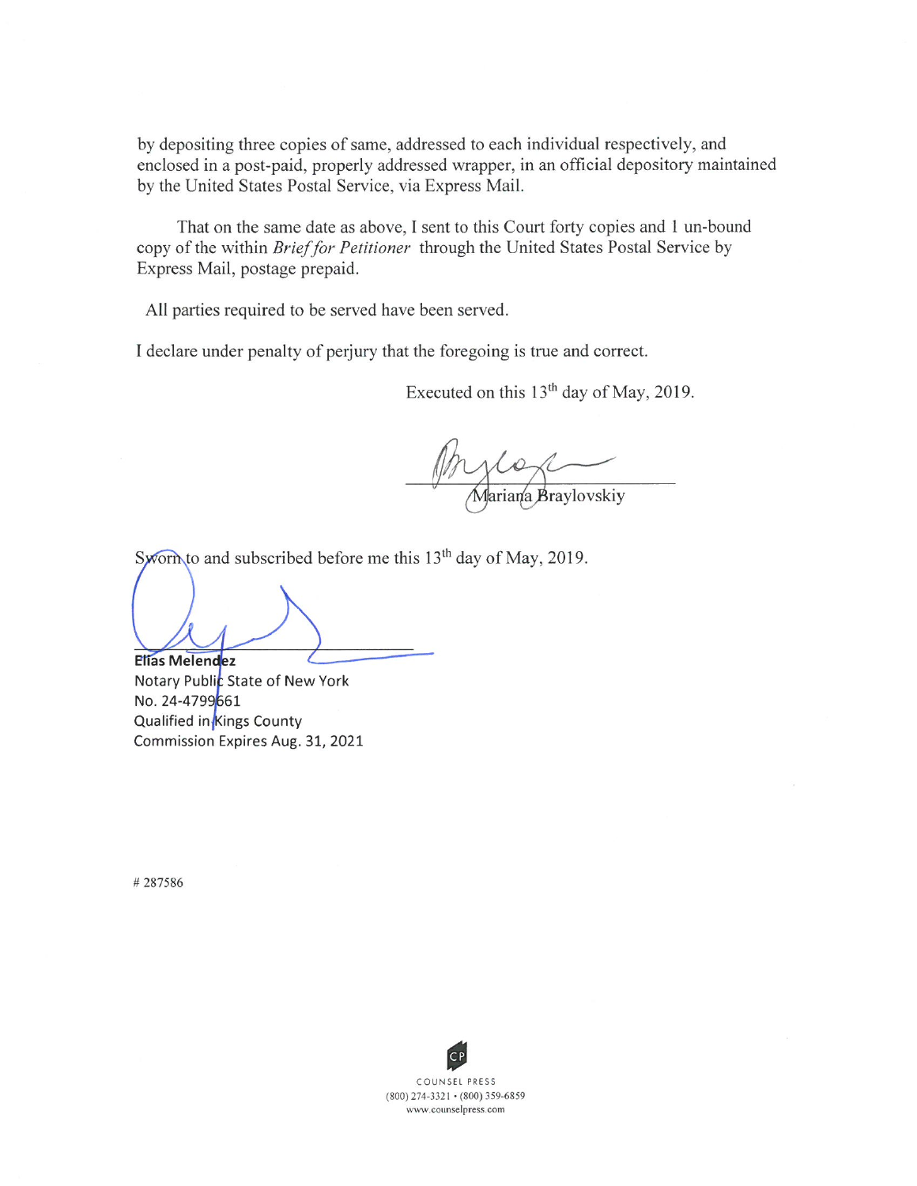by depositing three copies of same, addressed to each individual respectively, and enclosed in a post-paid, properly addressed wrapper, in an official depository maintained by the United States Postal Service, via Express Mail.

That on the same date as above, I sent to this Court forty copies and 1 un-bound copy of the within *Brief for Petitioner* through the United States Postal Service by Express Mail, postage prepaid.

All parties required to be served have been served.

I declare under penalty of perjury that the foregoing is true and correct.

Executed on this 13th day of May, 2019.

Mariana Braylovskiy

Sworn to and subscribed before me this 13th day of May, 2019.

**Elias Melendez**
Notary Public State of New York
No. 24-4799661
Qualified in Kings County
Commission Expires Aug. 31, 2021

# 287586

COUNSEL PRESS
(800) 274-3321 • (800) 359-6859
www.counselpress.com